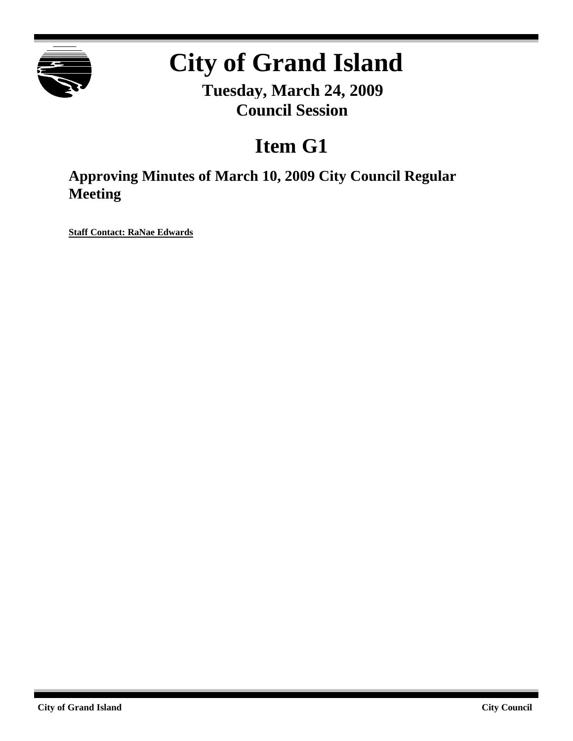# City of Grand Island

**Tuesday, March 24, 2009**
**Council Session**

# Item G1

## Approving Minutes of March 10, 2009 City Council Regular Meeting

**Staff Contact: RaNae Edwards**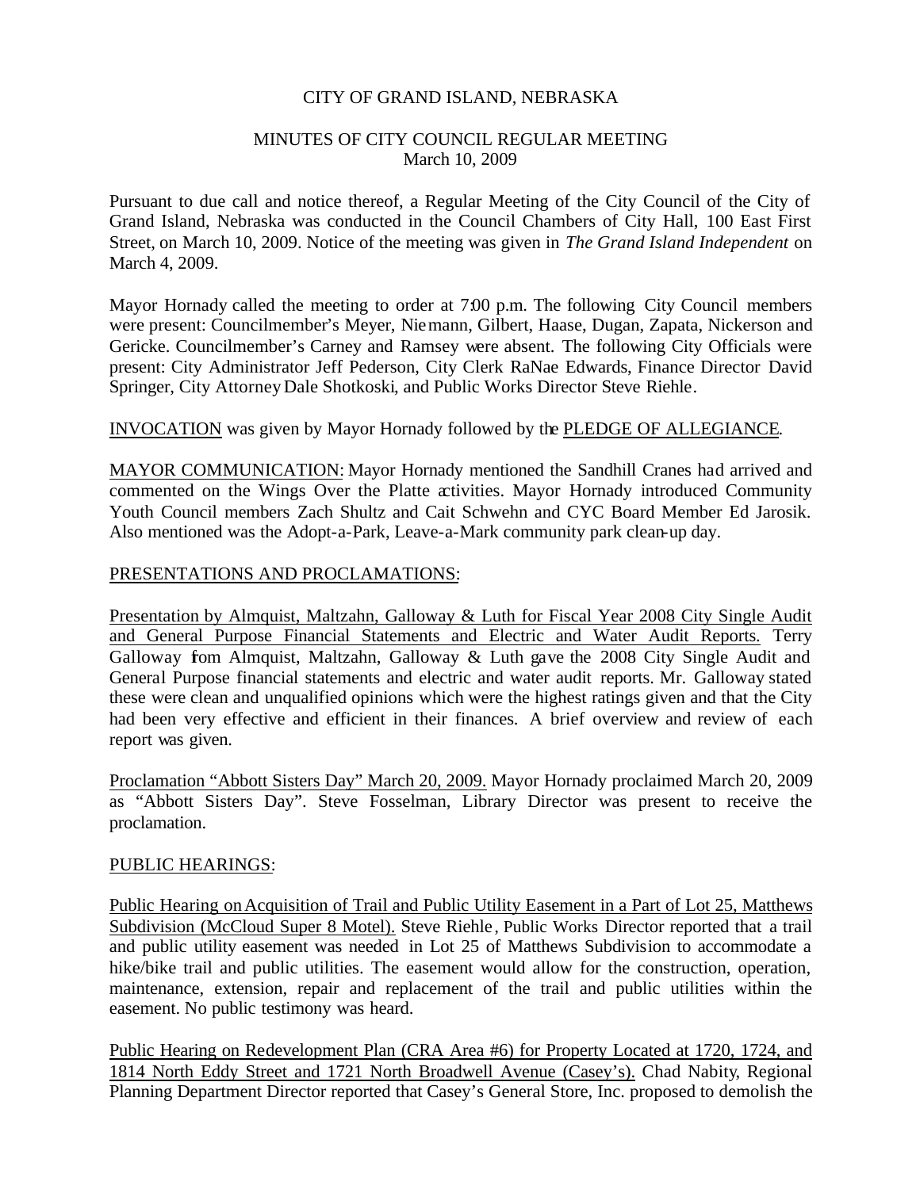CITY OF GRAND ISLAND, NEBRASKA

MINUTES OF CITY COUNCIL REGULAR MEETING
March 10, 2009

Pursuant to due call and notice thereof, a Regular Meeting of the City Council of the City of Grand Island, Nebraska was conducted in the Council Chambers of City Hall, 100 East First Street, on March 10, 2009. Notice of the meeting was given in *The Grand Island Independent* on March 4, 2009.

Mayor Hornady called the meeting to order at 7:00 p.m. The following City Council members were present: Councilmember's Meyer, Niemann, Gilbert, Haase, Dugan, Zapata, Nickerson and Gericke. Councilmember's Carney and Ramsey were absent. The following City Officials were present: City Administrator Jeff Pederson, City Clerk RaNae Edwards, Finance Director David Springer, City Attorney Dale Shotkoski, and Public Works Director Steve Riehle.

INVOCATION was given by Mayor Hornady followed by the PLEDGE OF ALLEGIANCE.

MAYOR COMMUNICATION: Mayor Hornady mentioned the Sandhill Cranes had arrived and commented on the Wings Over the Platte activities. Mayor Hornady introduced Community Youth Council members Zach Shultz and Cait Schwehn and CYC Board Member Ed Jarosik. Also mentioned was the Adopt-a-Park, Leave-a-Mark community park clean-up day.

PRESENTATIONS AND PROCLAMATIONS:

Presentation by Almquist, Maltzahn, Galloway & Luth for Fiscal Year 2008 City Single Audit and General Purpose Financial Statements and Electric and Water Audit Reports. Terry Galloway from Almquist, Maltzahn, Galloway & Luth gave the 2008 City Single Audit and General Purpose financial statements and electric and water audit reports. Mr. Galloway stated these were clean and unqualified opinions which were the highest ratings given and that the City had been very effective and efficient in their finances. A brief overview and review of each report was given.

Proclamation "Abbott Sisters Day" March 20, 2009. Mayor Hornady proclaimed March 20, 2009 as "Abbott Sisters Day". Steve Fosselman, Library Director was present to receive the proclamation.

PUBLIC HEARINGS:

Public Hearing on Acquisition of Trail and Public Utility Easement in a Part of Lot 25, Matthews Subdivision (McCloud Super 8 Motel). Steve Riehle, Public Works Director reported that a trail and public utility easement was needed in Lot 25 of Matthews Subdivision to accommodate a hike/bike trail and public utilities. The easement would allow for the construction, operation, maintenance, extension, repair and replacement of the trail and public utilities within the easement. No public testimony was heard.

Public Hearing on Redevelopment Plan (CRA Area #6) for Property Located at 1720, 1724, and 1814 North Eddy Street and 1721 North Broadwell Avenue (Casey's). Chad Nabity, Regional Planning Department Director reported that Casey's General Store, Inc. proposed to demolish the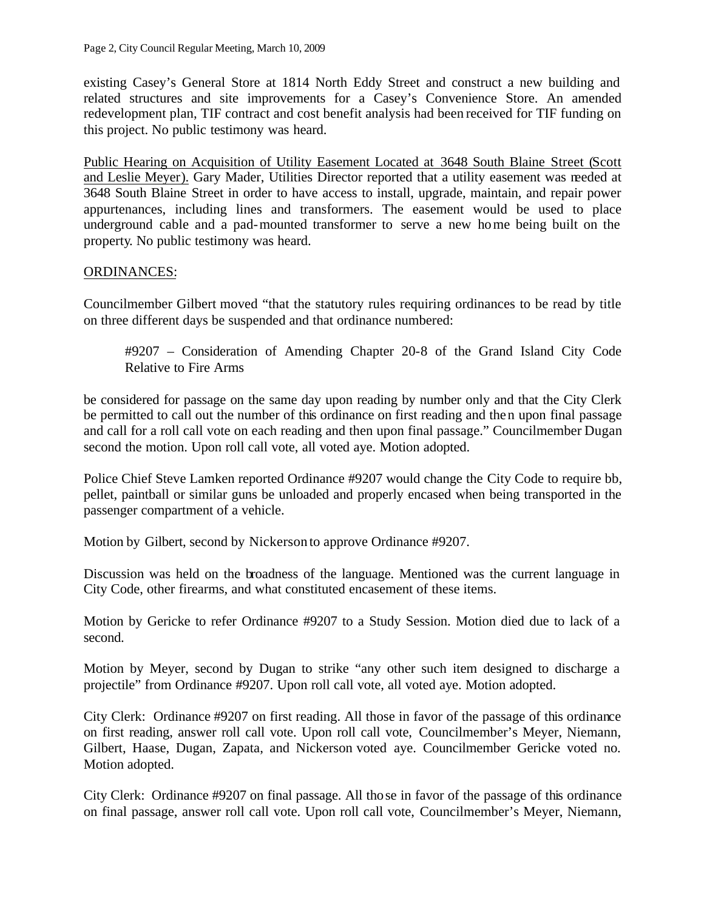existing Casey's General Store at 1814 North Eddy Street and construct a new building and related structures and site improvements for a Casey's Convenience Store. An amended redevelopment plan, TIF contract and cost benefit analysis had been received for TIF funding on this project. No public testimony was heard.

Public Hearing on Acquisition of Utility Easement Located at 3648 South Blaine Street (Scott and Leslie Meyer). Gary Mader, Utilities Director reported that a utility easement was needed at 3648 South Blaine Street in order to have access to install, upgrade, maintain, and repair power appurtenances, including lines and transformers. The easement would be used to place underground cable and a pad-mounted transformer to serve a new home being built on the property. No public testimony was heard.

ORDINANCES:

Councilmember Gilbert moved "that the statutory rules requiring ordinances to be read by title on three different days be suspended and that ordinance numbered:

> #9207 – Consideration of Amending Chapter 20-8 of the Grand Island City Code Relative to Fire Arms

be considered for passage on the same day upon reading by number only and that the City Clerk be permitted to call out the number of this ordinance on first reading and then upon final passage and call for a roll call vote on each reading and then upon final passage." Councilmember Dugan second the motion. Upon roll call vote, all voted aye. Motion adopted.

Police Chief Steve Lamken reported Ordinance #9207 would change the City Code to require bb, pellet, paintball or similar guns be unloaded and properly encased when being transported in the passenger compartment of a vehicle.

Motion by Gilbert, second by Nickerson to approve Ordinance #9207.

Discussion was held on the broadness of the language. Mentioned was the current language in City Code, other firearms, and what constituted encasement of these items.

Motion by Gericke to refer Ordinance #9207 to a Study Session. Motion died due to lack of a second.

Motion by Meyer, second by Dugan to strike "any other such item designed to discharge a projectile" from Ordinance #9207. Upon roll call vote, all voted aye. Motion adopted.

City Clerk: Ordinance #9207 on first reading. All those in favor of the passage of this ordinance on first reading, answer roll call vote. Upon roll call vote, Councilmember's Meyer, Niemann, Gilbert, Haase, Dugan, Zapata, and Nickerson voted aye. Councilmember Gericke voted no. Motion adopted.

City Clerk: Ordinance #9207 on final passage. All those in favor of the passage of this ordinance on final passage, answer roll call vote. Upon roll call vote, Councilmember's Meyer, Niemann,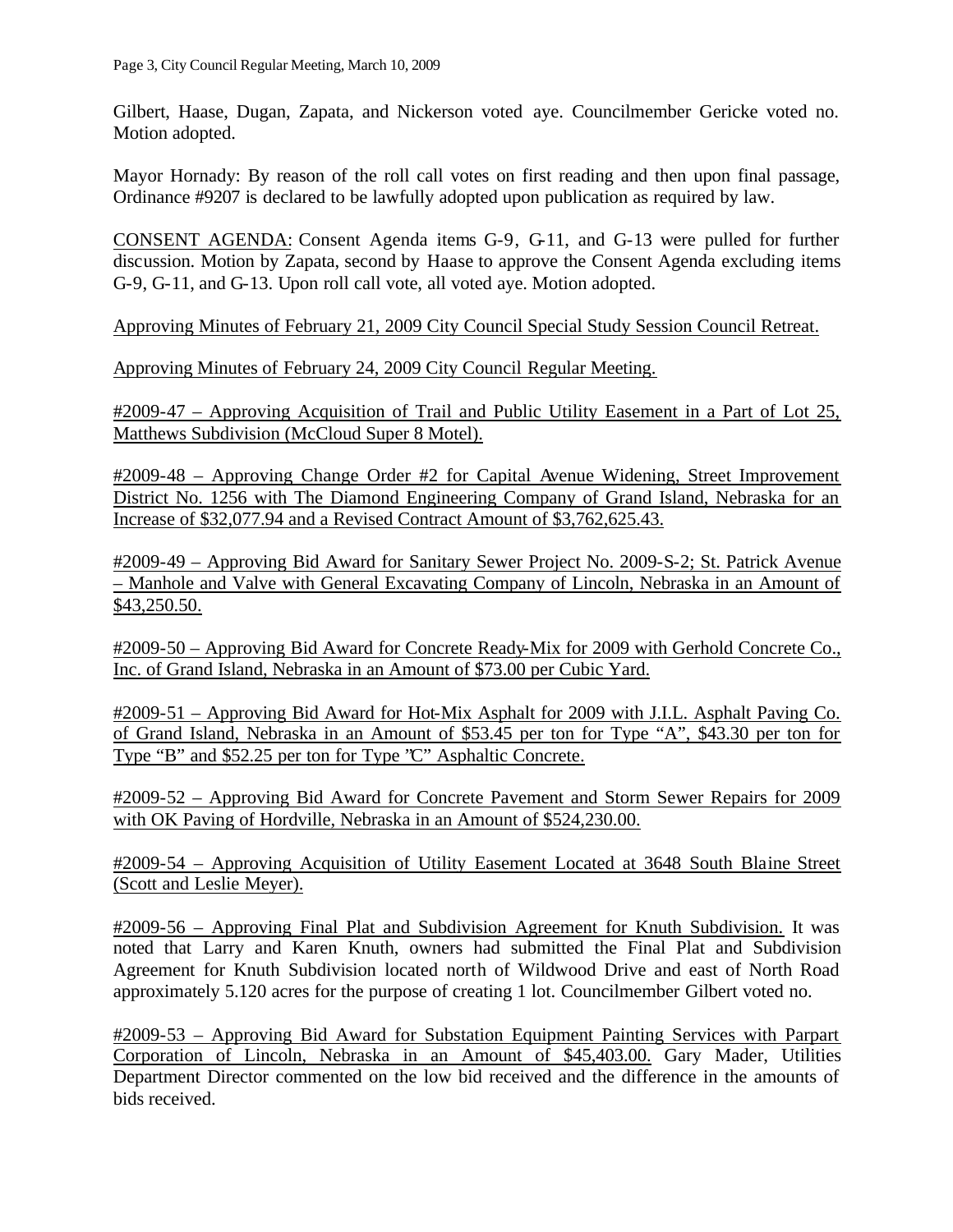Gilbert, Haase, Dugan, Zapata, and Nickerson voted aye. Councilmember Gericke voted no. Motion adopted.

Mayor Hornady: By reason of the roll call votes on first reading and then upon final passage, Ordinance #9207 is declared to be lawfully adopted upon publication as required by law.

<u>CONSENT AGENDA:</u> Consent Agenda items G-9, G-11, and G-13 were pulled for further discussion. Motion by Zapata, second by Haase to approve the Consent Agenda excluding items G-9, G-11, and G-13. Upon roll call vote, all voted aye. Motion adopted.

<u>Approving Minutes of February 21, 2009 City Council Special Study Session Council Retreat.</u>

<u>Approving Minutes of February 24, 2009 City Council Regular Meeting.</u>

<u>#2009-47 – Approving Acquisition of Trail and Public Utility Easement in a Part of Lot 25, Matthews Subdivision (McCloud Super 8 Motel).</u>

<u>#2009-48 – Approving Change Order #2 for Capital Avenue Widening, Street Improvement District No. 1256 with The Diamond Engineering Company of Grand Island, Nebraska for an Increase of $32,077.94 and a Revised Contract Amount of $3,762,625.43.</u>

<u>#2009-49 – Approving Bid Award for Sanitary Sewer Project No. 2009-S-2; St. Patrick Avenue – Manhole and Valve with General Excavating Company of Lincoln, Nebraska in an Amount of $43,250.50.</u>

<u>#2009-50 – Approving Bid Award for Concrete Ready-Mix for 2009 with Gerhold Concrete Co., Inc. of Grand Island, Nebraska in an Amount of $73.00 per Cubic Yard.</u>

<u>#2009-51 – Approving Bid Award for Hot-Mix Asphalt for 2009 with J.I.L. Asphalt Paving Co. of Grand Island, Nebraska in an Amount of $53.45 per ton for Type "A", $43.30 per ton for Type "B" and $52.25 per ton for Type "C" Asphaltic Concrete.</u>

<u>#2009-52 – Approving Bid Award for Concrete Pavement and Storm Sewer Repairs for 2009 with OK Paving of Hordville, Nebraska in an Amount of $524,230.00.</u>

<u>#2009-54 – Approving Acquisition of Utility Easement Located at 3648 South Blaine Street (Scott and Leslie Meyer).</u>

<u>#2009-56 – Approving Final Plat and Subdivision Agreement for Knuth Subdivision.</u> It was noted that Larry and Karen Knuth, owners had submitted the Final Plat and Subdivision Agreement for Knuth Subdivision located north of Wildwood Drive and east of North Road approximately 5.120 acres for the purpose of creating 1 lot. Councilmember Gilbert voted no.

<u>#2009-53 – Approving Bid Award for Substation Equipment Painting Services with Parpart Corporation of Lincoln, Nebraska in an Amount of $45,403.00.</u> Gary Mader, Utilities Department Director commented on the low bid received and the difference in the amounts of bids received.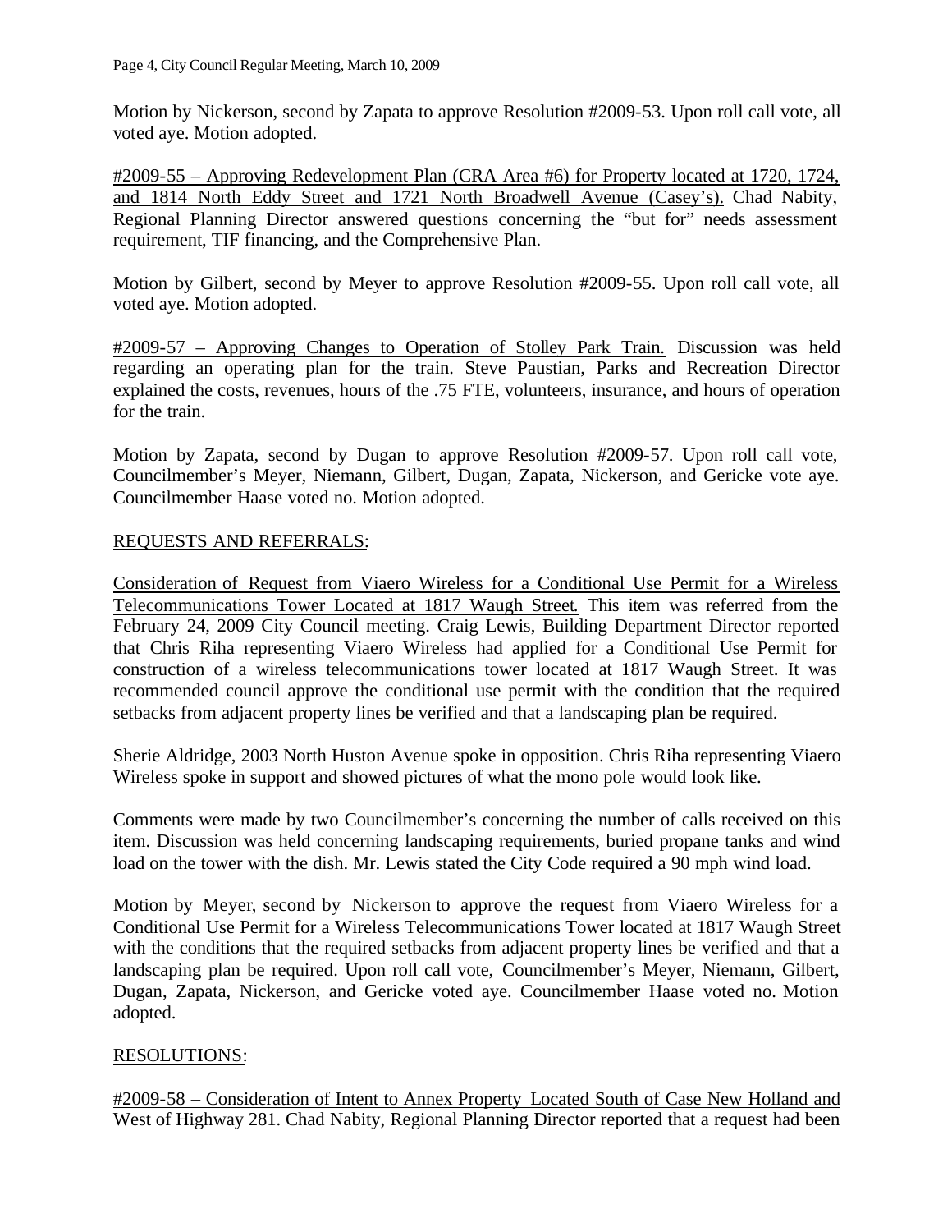Motion by Nickerson, second by Zapata to approve Resolution #2009-53. Upon roll call vote, all voted aye. Motion adopted.

<u>#2009-55 – Approving Redevelopment Plan (CRA Area #6) for Property located at 1720, 1724, and 1814 North Eddy Street and 1721 North Broadwell Avenue (Casey's).</u> Chad Nabity, Regional Planning Director answered questions concerning the "but for" needs assessment requirement, TIF financing, and the Comprehensive Plan.

Motion by Gilbert, second by Meyer to approve Resolution #2009-55. Upon roll call vote, all voted aye. Motion adopted.

<u>#2009-57 – Approving Changes to Operation of Stolley Park Train.</u> Discussion was held regarding an operating plan for the train. Steve Paustian, Parks and Recreation Director explained the costs, revenues, hours of the .75 FTE, volunteers, insurance, and hours of operation for the train.

Motion by Zapata, second by Dugan to approve Resolution #2009-57. Upon roll call vote, Councilmember's Meyer, Niemann, Gilbert, Dugan, Zapata, Nickerson, and Gericke vote aye. Councilmember Haase voted no. Motion adopted.

## <u>REQUESTS AND REFERRALS</u>:

<u>Consideration of Request from Viaero Wireless for a Conditional Use Permit for a Wireless Telecommunications Tower Located at 1817 Waugh Street.</u> This item was referred from the February 24, 2009 City Council meeting. Craig Lewis, Building Department Director reported that Chris Riha representing Viaero Wireless had applied for a Conditional Use Permit for construction of a wireless telecommunications tower located at 1817 Waugh Street. It was recommended council approve the conditional use permit with the condition that the required setbacks from adjacent property lines be verified and that a landscaping plan be required.

Sherie Aldridge, 2003 North Huston Avenue spoke in opposition. Chris Riha representing Viaero Wireless spoke in support and showed pictures of what the mono pole would look like.

Comments were made by two Councilmember's concerning the number of calls received on this item. Discussion was held concerning landscaping requirements, buried propane tanks and wind load on the tower with the dish. Mr. Lewis stated the City Code required a 90 mph wind load.

Motion by Meyer, second by Nickerson to approve the request from Viaero Wireless for a Conditional Use Permit for a Wireless Telecommunications Tower located at 1817 Waugh Street with the conditions that the required setbacks from adjacent property lines be verified and that a landscaping plan be required. Upon roll call vote, Councilmember's Meyer, Niemann, Gilbert, Dugan, Zapata, Nickerson, and Gericke voted aye. Councilmember Haase voted no. Motion adopted.

## <u>RESOLUTIONS</u>:

<u>#2009-58 – Consideration of Intent to Annex Property Located South of Case New Holland and West of Highway 281.</u> Chad Nabity, Regional Planning Director reported that a request had been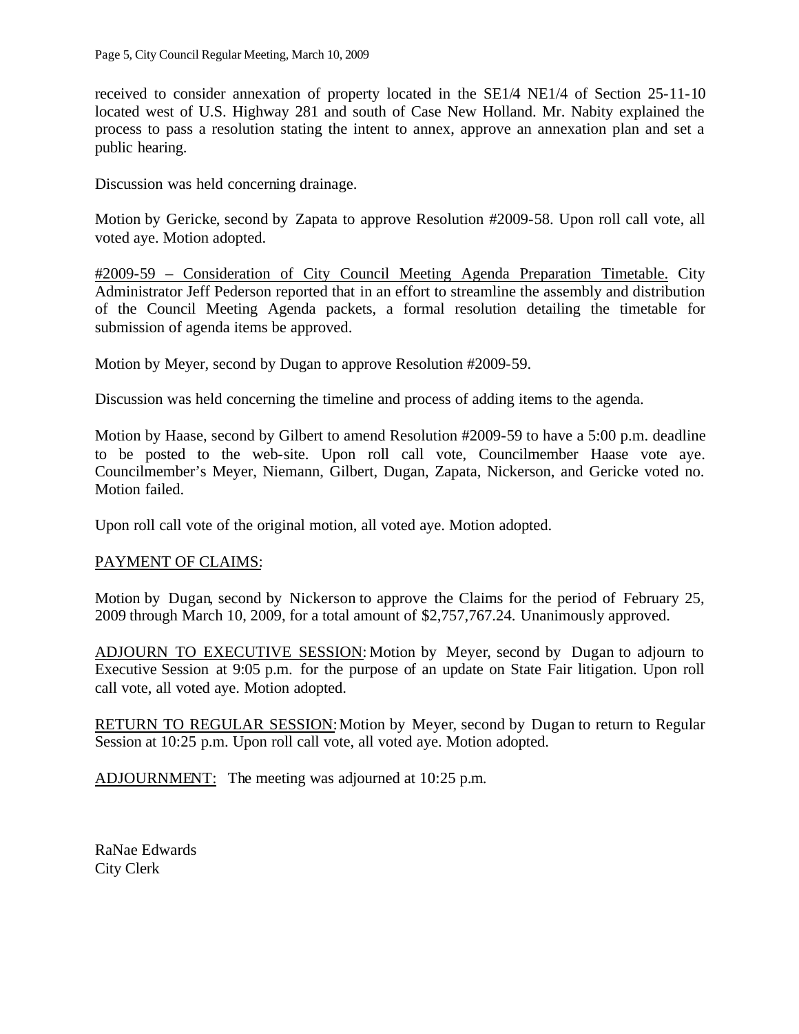received to consider annexation of property located in the SE1/4 NE1/4 of Section 25-11-10 located west of U.S. Highway 281 and south of Case New Holland. Mr. Nabity explained the process to pass a resolution stating the intent to annex, approve an annexation plan and set a public hearing.

Discussion was held concerning drainage.

Motion by Gericke, second by Zapata to approve Resolution #2009-58. Upon roll call vote, all voted aye. Motion adopted.

#2009-59 – Consideration of City Council Meeting Agenda Preparation Timetable. City Administrator Jeff Pederson reported that in an effort to streamline the assembly and distribution of the Council Meeting Agenda packets, a formal resolution detailing the timetable for submission of agenda items be approved.

Motion by Meyer, second by Dugan to approve Resolution #2009-59.

Discussion was held concerning the timeline and process of adding items to the agenda.

Motion by Haase, second by Gilbert to amend Resolution #2009-59 to have a 5:00 p.m. deadline to be posted to the web-site. Upon roll call vote, Councilmember Haase vote aye. Councilmember's Meyer, Niemann, Gilbert, Dugan, Zapata, Nickerson, and Gericke voted no. Motion failed.

Upon roll call vote of the original motion, all voted aye. Motion adopted.

PAYMENT OF CLAIMS:

Motion by Dugan, second by Nickerson to approve the Claims for the period of February 25, 2009 through March 10, 2009, for a total amount of $2,757,767.24. Unanimously approved.

ADJOURN TO EXECUTIVE SESSION: Motion by Meyer, second by Dugan to adjourn to Executive Session at 9:05 p.m. for the purpose of an update on State Fair litigation. Upon roll call vote, all voted aye. Motion adopted.

RETURN TO REGULAR SESSION: Motion by Meyer, second by Dugan to return to Regular Session at 10:25 p.m. Upon roll call vote, all voted aye. Motion adopted.

ADJOURNMENT: The meeting was adjourned at 10:25 p.m.

RaNae Edwards
City Clerk